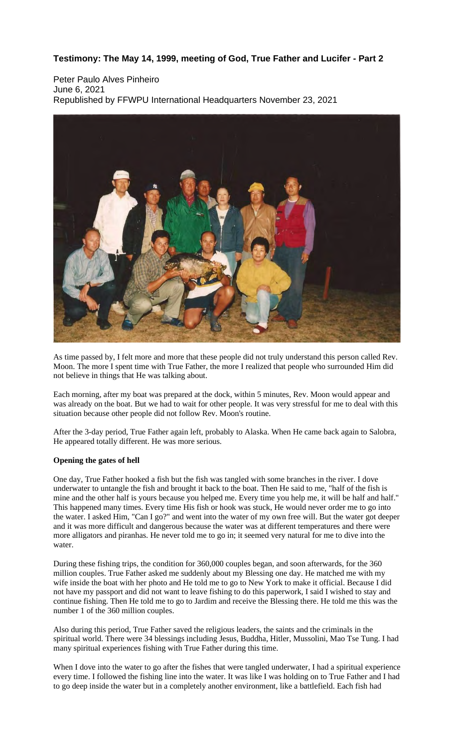# Testimony: The May 14, 1999, meeting of God, True Father and Lucifer - Part 2

Peter Paulo Alves Pinheiro
June 6, 2021
Republished by FFWPU International Headquarters November 23, 2021

As time passed by, I felt more and more that these people did not truly understand this person called Rev. Moon. The more I spent time with True Father, the more I realized that people who surrounded Him did not believe in things that He was talking about.

Each morning, after my boat was prepared at the dock, within 5 minutes, Rev. Moon would appear and was already on the boat. But we had to wait for other people. It was very stressful for me to deal with this situation because other people did not follow Rev. Moon's routine.

After the 3-day period, True Father again left, probably to Alaska. When He came back again to Salobra, He appeared totally different. He was more serious.

**Opening the gates of hell**

One day, True Father hooked a fish but the fish was tangled with some branches in the river. I dove underwater to untangle the fish and brought it back to the boat. Then He said to me, "half of the fish is mine and the other half is yours because you helped me. Every time you help me, it will be half and half." This happened many times. Every time His fish or hook was stuck, He would never order me to go into the water. I asked Him, "Can I go?" and went into the water of my own free will. But the water got deeper and it was more difficult and dangerous because the water was at different temperatures and there were more alligators and piranhas. He never told me to go in; it seemed very natural for me to dive into the water.

During these fishing trips, the condition for 360,000 couples began, and soon afterwards, for the 360 million couples. True Father asked me suddenly about my Blessing one day. He matched me with my wife inside the boat with her photo and He told me to go to New York to make it official. Because I did not have my passport and did not want to leave fishing to do this paperwork, I said I wished to stay and continue fishing. Then He told me to go to Jardim and receive the Blessing there. He told me this was the number 1 of the 360 million couples.

Also during this period, True Father saved the religious leaders, the saints and the criminals in the spiritual world. There were 34 blessings including Jesus, Buddha, Hitler, Mussolini, Mao Tse Tung. I had many spiritual experiences fishing with True Father during this time.

When I dove into the water to go after the fishes that were tangled underwater, I had a spiritual experience every time. I followed the fishing line into the water. It was like I was holding on to True Father and I had to go deep inside the water but in a completely another environment, like a battlefield. Each fish had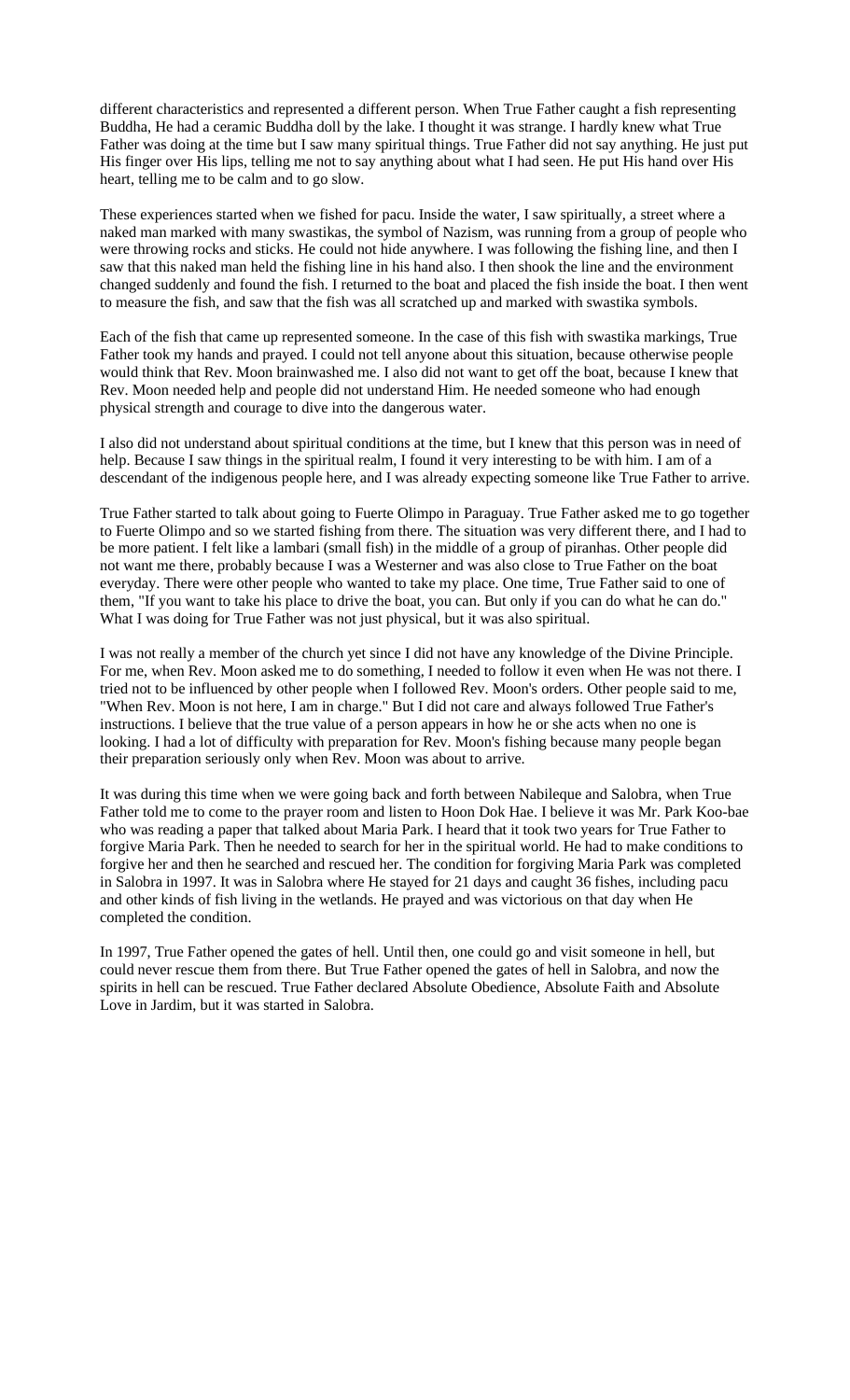different characteristics and represented a different person. When True Father caught a fish representing Buddha, He had a ceramic Buddha doll by the lake. I thought it was strange. I hardly knew what True Father was doing at the time but I saw many spiritual things. True Father did not say anything. He just put His finger over His lips, telling me not to say anything about what I had seen. He put His hand over His heart, telling me to be calm and to go slow.

These experiences started when we fished for pacu. Inside the water, I saw spiritually, a street where a naked man marked with many swastikas, the symbol of Nazism, was running from a group of people who were throwing rocks and sticks. He could not hide anywhere. I was following the fishing line, and then I saw that this naked man held the fishing line in his hand also. I then shook the line and the environment changed suddenly and found the fish. I returned to the boat and placed the fish inside the boat. I then went to measure the fish, and saw that the fish was all scratched up and marked with swastika symbols.

Each of the fish that came up represented someone. In the case of this fish with swastika markings, True Father took my hands and prayed. I could not tell anyone about this situation, because otherwise people would think that Rev. Moon brainwashed me. I also did not want to get off the boat, because I knew that Rev. Moon needed help and people did not understand Him. He needed someone who had enough physical strength and courage to dive into the dangerous water.

I also did not understand about spiritual conditions at the time, but I knew that this person was in need of help. Because I saw things in the spiritual realm, I found it very interesting to be with him. I am of a descendant of the indigenous people here, and I was already expecting someone like True Father to arrive.

True Father started to talk about going to Fuerte Olimpo in Paraguay. True Father asked me to go together to Fuerte Olimpo and so we started fishing from there. The situation was very different there, and I had to be more patient. I felt like a lambari (small fish) in the middle of a group of piranhas. Other people did not want me there, probably because I was a Westerner and was also close to True Father on the boat everyday. There were other people who wanted to take my place. One time, True Father said to one of them, "If you want to take his place to drive the boat, you can. But only if you can do what he can do." What I was doing for True Father was not just physical, but it was also spiritual.

I was not really a member of the church yet since I did not have any knowledge of the Divine Principle. For me, when Rev. Moon asked me to do something, I needed to follow it even when He was not there. I tried not to be influenced by other people when I followed Rev. Moon's orders. Other people said to me, "When Rev. Moon is not here, I am in charge." But I did not care and always followed True Father's instructions. I believe that the true value of a person appears in how he or she acts when no one is looking. I had a lot of difficulty with preparation for Rev. Moon's fishing because many people began their preparation seriously only when Rev. Moon was about to arrive.

It was during this time when we were going back and forth between Nabileque and Salobra, when True Father told me to come to the prayer room and listen to Hoon Dok Hae. I believe it was Mr. Park Koo-bae who was reading a paper that talked about Maria Park. I heard that it took two years for True Father to forgive Maria Park. Then he needed to search for her in the spiritual world. He had to make conditions to forgive her and then he searched and rescued her. The condition for forgiving Maria Park was completed in Salobra in 1997. It was in Salobra where He stayed for 21 days and caught 36 fishes, including pacu and other kinds of fish living in the wetlands. He prayed and was victorious on that day when He completed the condition.

In 1997, True Father opened the gates of hell. Until then, one could go and visit someone in hell, but could never rescue them from there. But True Father opened the gates of hell in Salobra, and now the spirits in hell can be rescued. True Father declared Absolute Obedience, Absolute Faith and Absolute Love in Jardim, but it was started in Salobra.